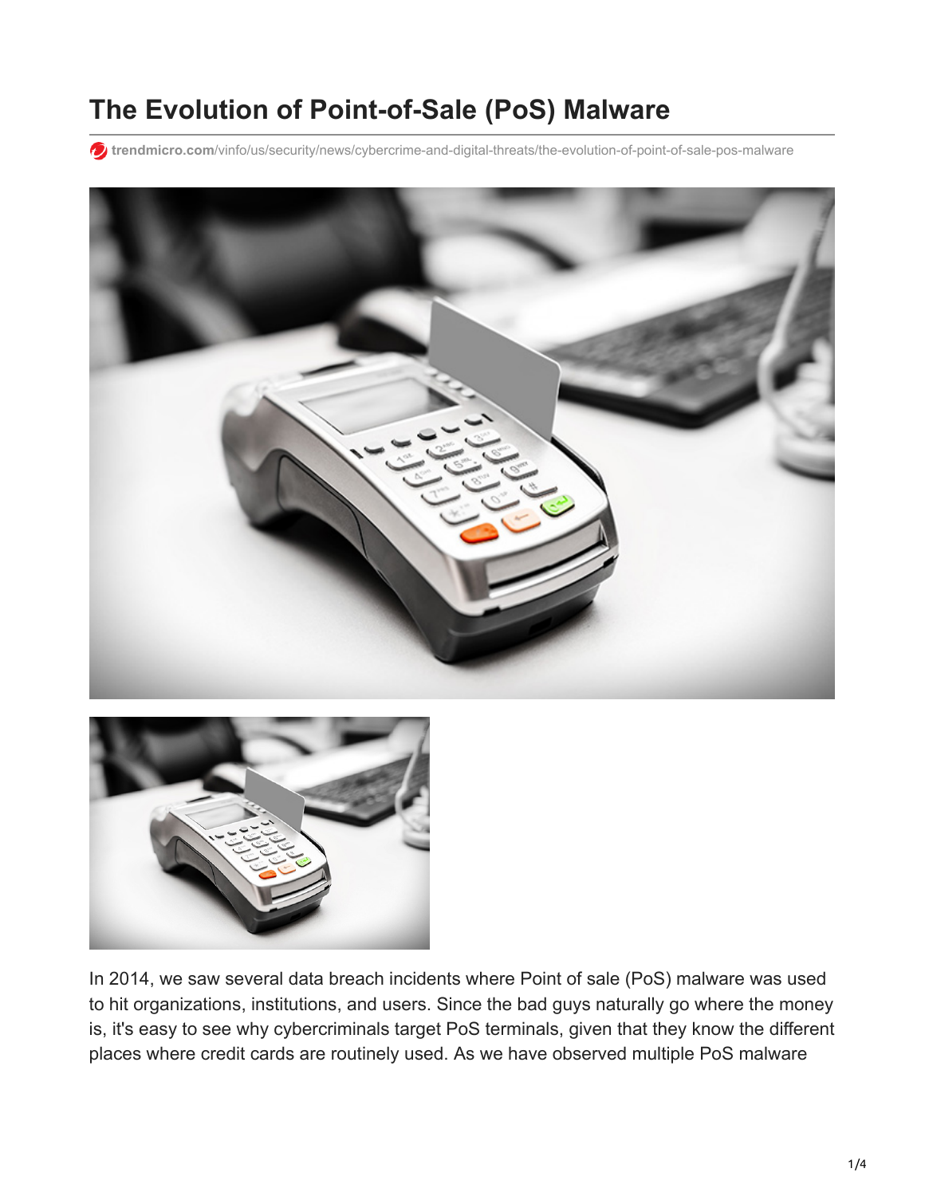# The Evolution of Point-of-Sale (PoS) Malware

trendmicro.com/vinfo/us/security/news/cybercrime-and-digital-threats/the-evolution-of-point-of-sale-pos-malware

In 2014, we saw several data breach incidents where Point of sale (PoS) malware was used to hit organizations, institutions, and users. Since the bad guys naturally go where the money is, it's easy to see why cybercriminals target PoS terminals, given that they know the different places where credit cards are routinely used. As we have observed multiple PoS malware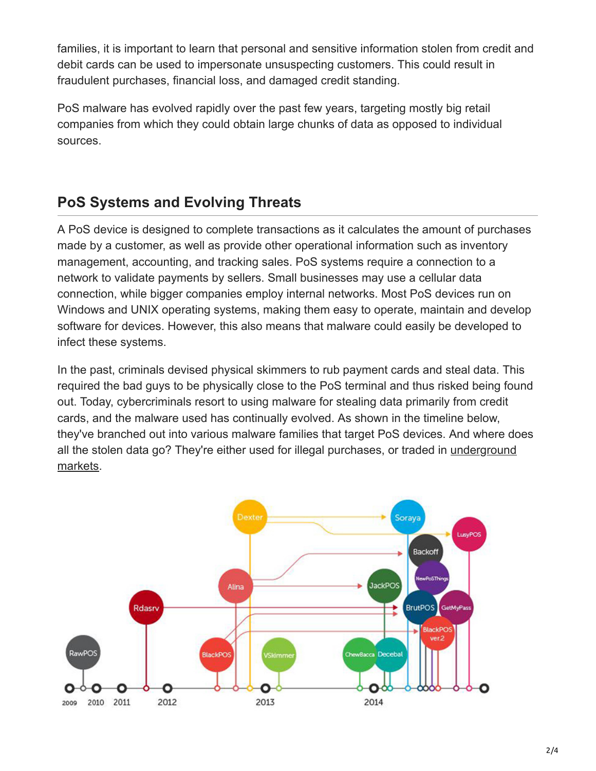families, it is important to learn that personal and sensitive information stolen from credit and debit cards can be used to impersonate unsuspecting customers. This could result in fraudulent purchases, financial loss, and damaged credit standing.

PoS malware has evolved rapidly over the past few years, targeting mostly big retail companies from which they could obtain large chunks of data as opposed to individual sources.

## PoS Systems and Evolving Threats

A PoS device is designed to complete transactions as it calculates the amount of purchases made by a customer, as well as provide other operational information such as inventory management, accounting, and tracking sales. PoS systems require a connection to a network to validate payments by sellers. Small businesses may use a cellular data connection, while bigger companies employ internal networks. Most PoS devices run on Windows and UNIX operating systems, making them easy to operate, maintain and develop software for devices. However, this also means that malware could easily be developed to infect these systems.

In the past, criminals devised physical skimmers to rub payment cards and steal data. This required the bad guys to be physically close to the PoS terminal and thus risked being found out. Today, cybercriminals resort to using malware for stealing data primarily from credit cards, and the malware used has continually evolved. As shown in the timeline below, they've branched out into various malware families that target PoS devices. And where does all the stolen data go? They're either used for illegal purchases, or traded in underground markets.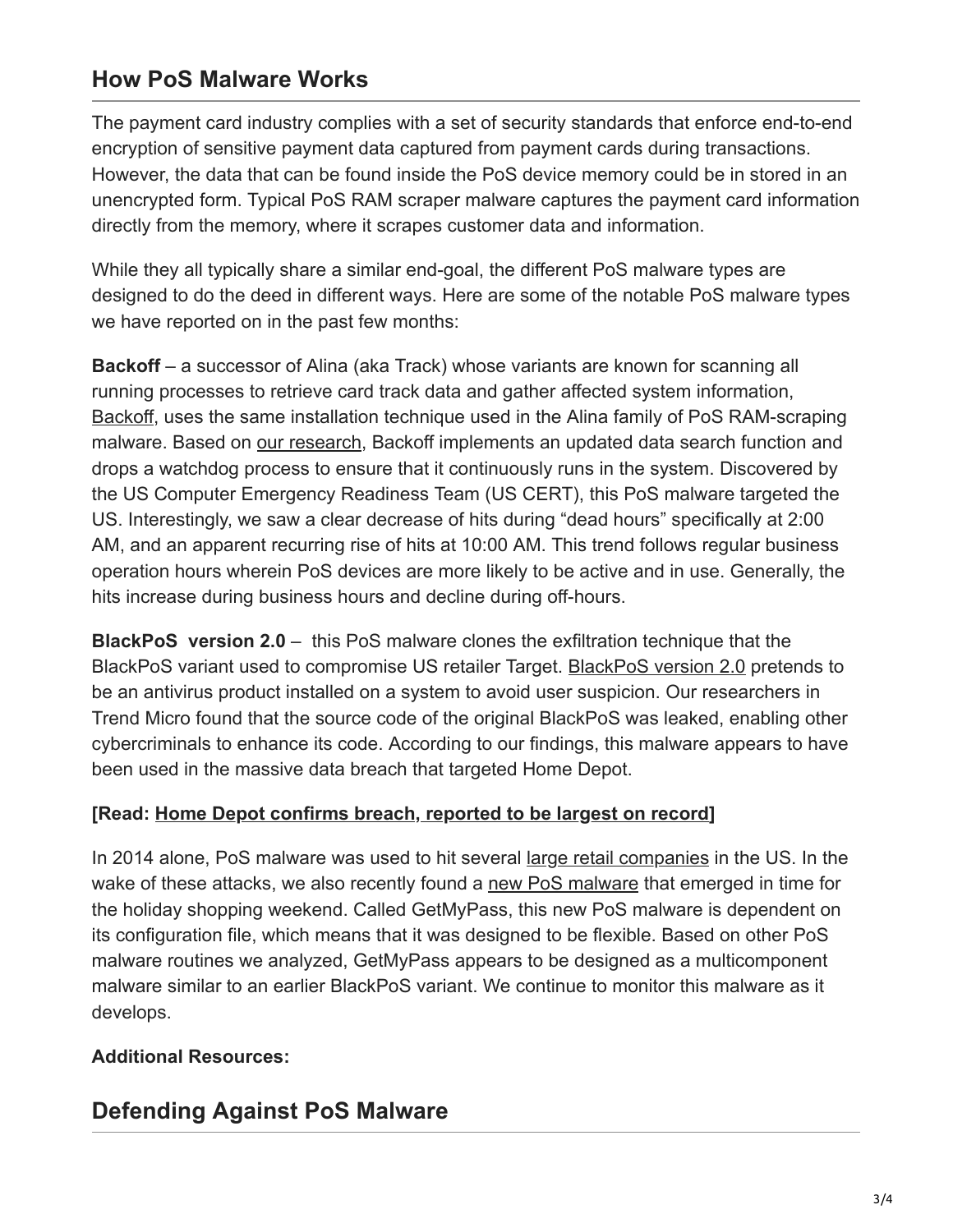## How PoS Malware Works

The payment card industry complies with a set of security standards that enforce end-to-end encryption of sensitive payment data captured from payment cards during transactions. However, the data that can be found inside the PoS device memory could be in stored in an unencrypted form. Typical PoS RAM scraper malware captures the payment card information directly from the memory, where it scrapes customer data and information.

While they all typically share a similar end-goal, the different PoS malware types are designed to do the deed in different ways. Here are some of the notable PoS malware types we have reported on in the past few months:

**Backoff** – a successor of Alina (aka Track) whose variants are known for scanning all running processes to retrieve card track data and gather affected system information, Backoff, uses the same installation technique used in the Alina family of PoS RAM-scraping malware. Based on our research, Backoff implements an updated data search function and drops a watchdog process to ensure that it continuously runs in the system. Discovered by the US Computer Emergency Readiness Team (US CERT), this PoS malware targeted the US. Interestingly, we saw a clear decrease of hits during "dead hours" specifically at 2:00 AM, and an apparent recurring rise of hits at 10:00 AM. This trend follows regular business operation hours wherein PoS devices are more likely to be active and in use. Generally, the hits increase during business hours and decline during off-hours.

**BlackPoS version 2.0** – this PoS malware clones the exfiltration technique that the BlackPoS variant used to compromise US retailer Target. BlackPoS version 2.0 pretends to be an antivirus product installed on a system to avoid user suspicion. Our researchers in Trend Micro found that the source code of the original BlackPoS was leaked, enabling other cybercriminals to enhance its code. According to our findings, this malware appears to have been used in the massive data breach that targeted Home Depot.

**[Read: Home Depot confirms breach, reported to be largest on record]**

In 2014 alone, PoS malware was used to hit several large retail companies in the US. In the wake of these attacks, we also recently found a new PoS malware that emerged in time for the holiday shopping weekend. Called GetMyPass, this new PoS malware is dependent on its configuration file, which means that it was designed to be flexible. Based on other PoS malware routines we analyzed, GetMyPass appears to be designed as a multicomponent malware similar to an earlier BlackPoS variant. We continue to monitor this malware as it develops.

**Additional Resources:**

## Defending Against PoS Malware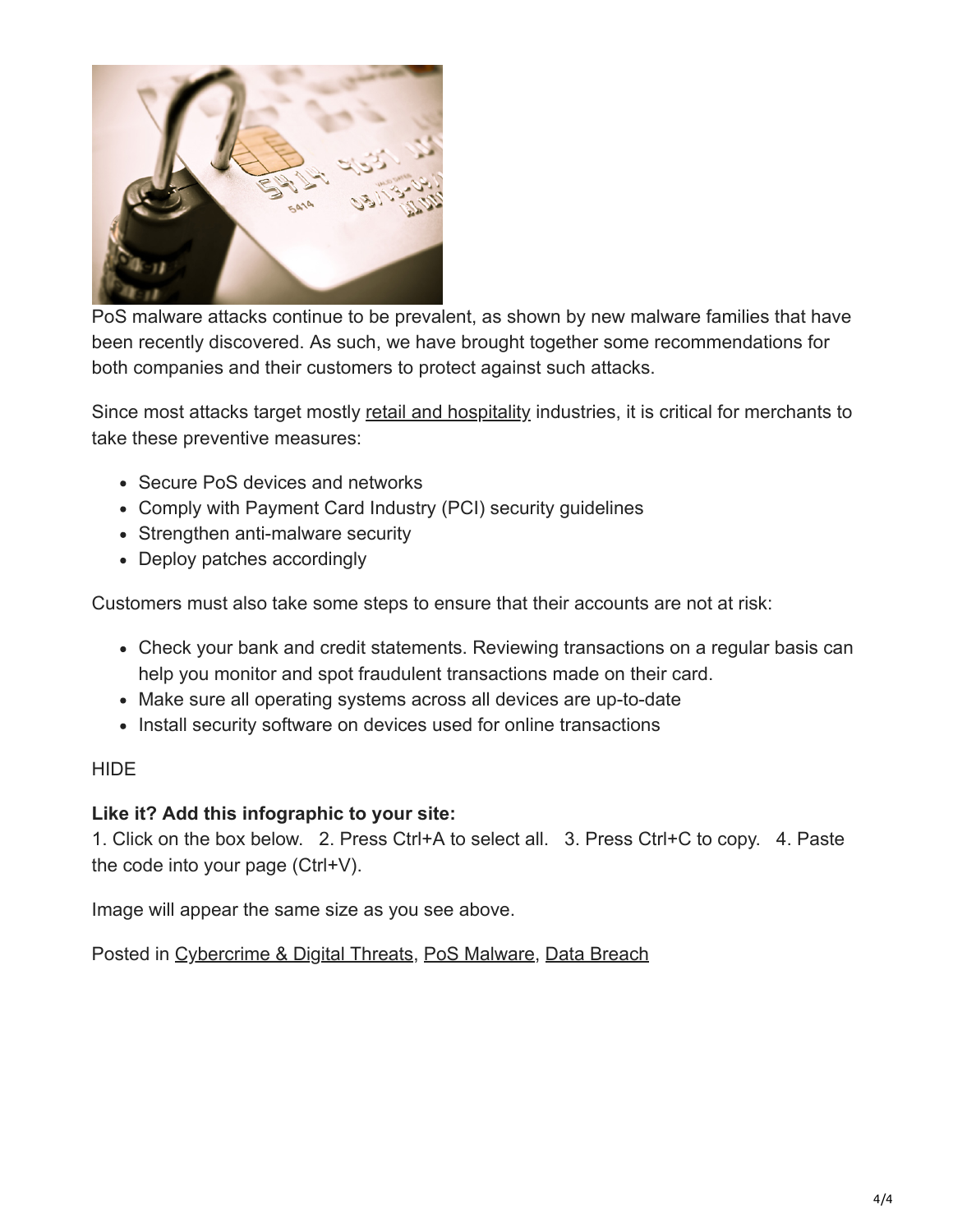PoS malware attacks continue to be prevalent, as shown by new malware families that have been recently discovered. As such, we have brought together some recommendations for both companies and their customers to protect against such attacks.

Since most attacks target mostly retail and hospitality industries, it is critical for merchants to take these preventive measures:

- Secure PoS devices and networks
- Comply with Payment Card Industry (PCI) security guidelines
- Strengthen anti-malware security
- Deploy patches accordingly

Customers must also take some steps to ensure that their accounts are not at risk:

- Check your bank and credit statements. Reviewing transactions on a regular basis can help you monitor and spot fraudulent transactions made on their card.
- Make sure all operating systems across all devices are up-to-date
- Install security software on devices used for online transactions

HIDE

**Like it? Add this infographic to your site:**
1. Click on the box below. 2. Press Ctrl+A to select all. 3. Press Ctrl+C to copy. 4. Paste the code into your page (Ctrl+V).

Image will appear the same size as you see above.

Posted in Cybercrime & Digital Threats, PoS Malware, Data Breach